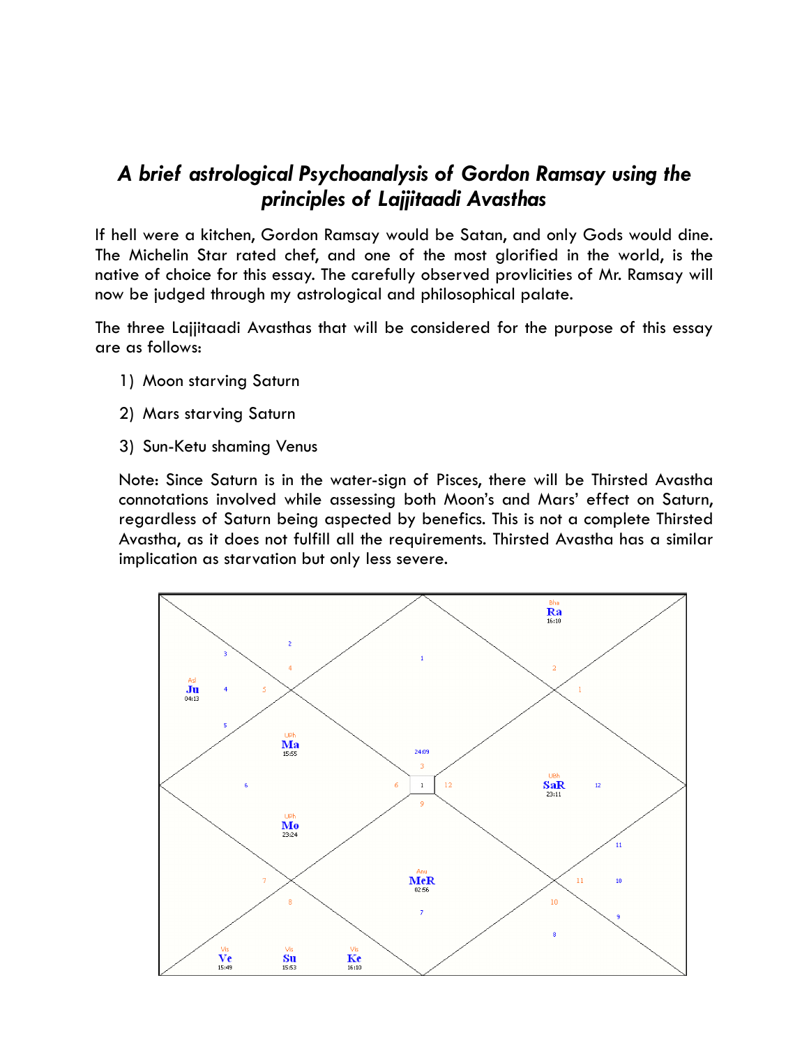# *A brief astrological Psychoanalysis of Gordon Ramsay using the principles of Lajjitaadi Avasthas*

If hell were a kitchen, Gordon Ramsay would be Satan, and only Gods would dine. The Michelin Star rated chef, and one of the most glorified in the world, is the native of choice for this essay. The carefully observed provlicities of Mr. Ramsay will now be judged through my astrological and philosophical palate.

The three Lajjitaadi Avasthas that will be considered for the purpose of this essay are as follows:

1) Moon starving Saturn
2) Mars starving Saturn
3) Sun-Ketu shaming Venus

Note: Since Saturn is in the water-sign of Pisces, there will be Thirsted Avastha connotations involved while assessing both Moon's and Mars' effect on Saturn, regardless of Saturn being aspected by benefics. This is not a complete Thirsted Avastha, as it does not fulfill all the requirements. Thirsted Avastha has a similar implication as starvation but only less severe.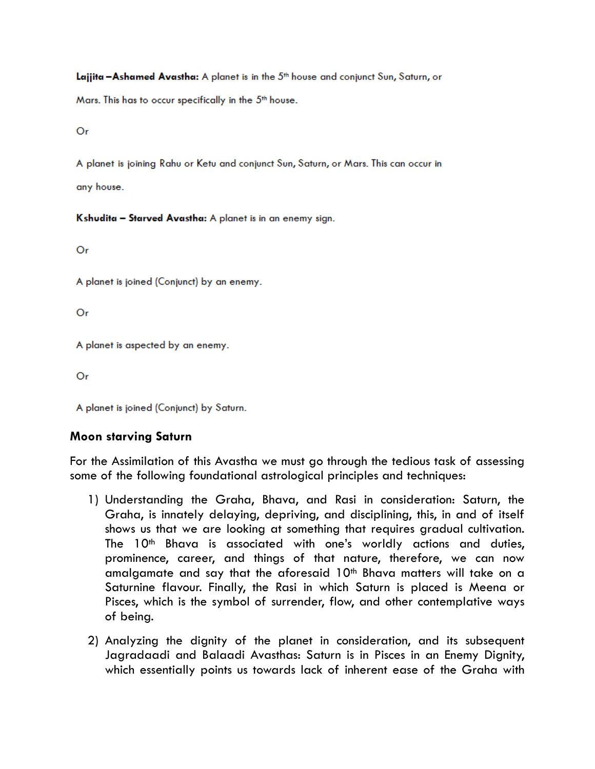**Lajjita –Ashamed Avastha:** A planet is in the 5th house and conjunct Sun, Saturn, or Mars. This has to occur specifically in the 5th house.

Or

A planet is joining Rahu or Ketu and conjunct Sun, Saturn, or Mars. This can occur in any house.

**Kshudita – Starved Avastha:** A planet is in an enemy sign.

Or

A planet is joined (Conjunct) by an enemy.

Or

A planet is aspected by an enemy.

Or

A planet is joined (Conjunct) by Saturn.

### Moon starving Saturn

For the Assimilation of this Avastha we must go through the tedious task of assessing some of the following foundational astrological principles and techniques:

1) Understanding the Graha, Bhava, and Rasi in consideration: Saturn, the Graha, is innately delaying, depriving, and disciplining, this, in and of itself shows us that we are looking at something that requires gradual cultivation. The 10th Bhava is associated with one's worldly actions and duties, prominence, career, and things of that nature, therefore, we can now amalgamate and say that the aforesaid 10th Bhava matters will take on a Saturnine flavour. Finally, the Rasi in which Saturn is placed is Meena or Pisces, which is the symbol of surrender, flow, and other contemplative ways of being.

2) Analyzing the dignity of the planet in consideration, and its subsequent Jagradaadi and Balaadi Avasthas: Saturn is in Pisces in an Enemy Dignity, which essentially points us towards lack of inherent ease of the Graha with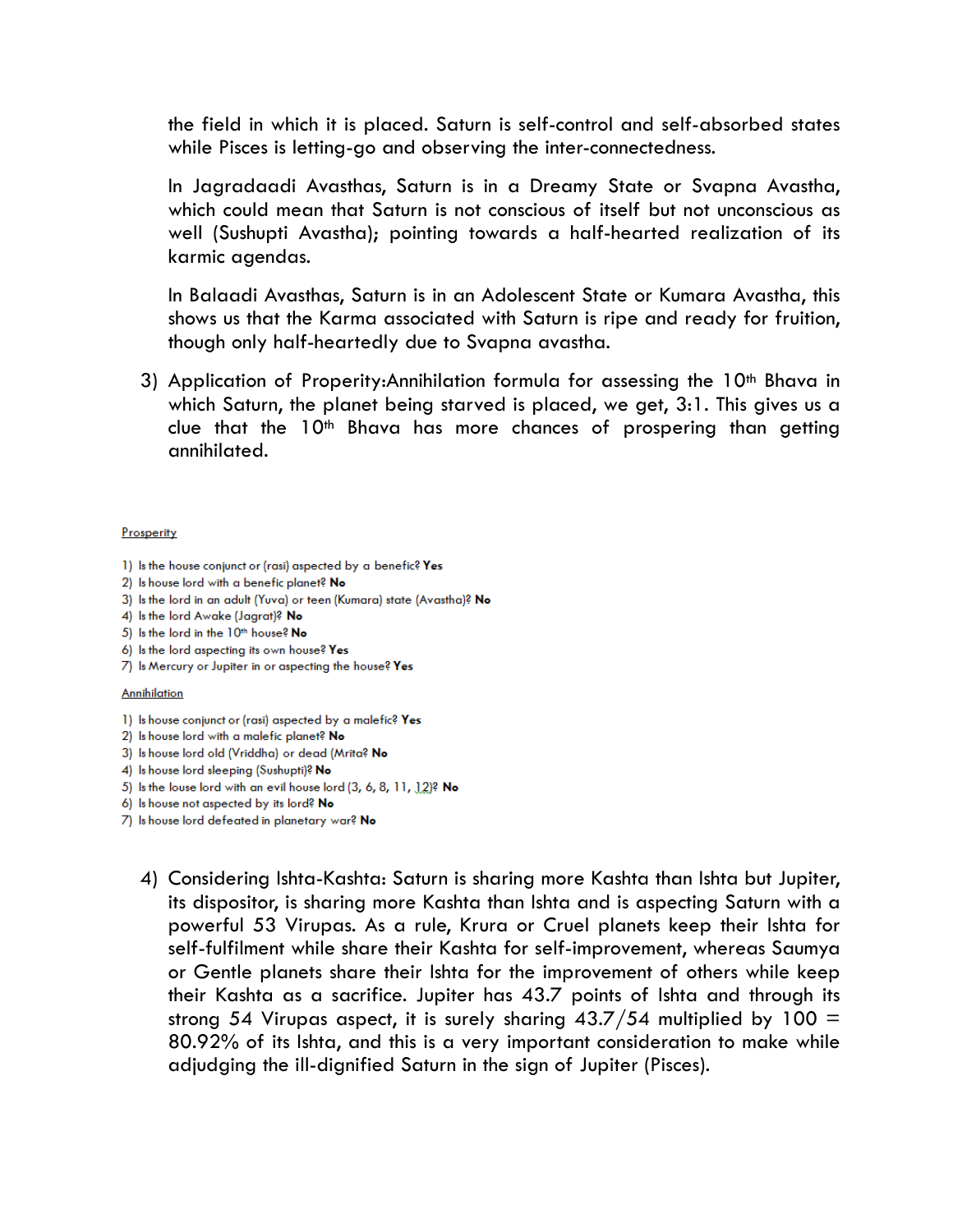the field in which it is placed. Saturn is self-control and self-absorbed states while Pisces is letting-go and observing the inter-connectedness.

In Jagradaadi Avasthas, Saturn is in a Dreamy State or Svapna Avastha, which could mean that Saturn is not conscious of itself but not unconscious as well (Sushupti Avastha); pointing towards a half-hearted realization of its karmic agendas.

In Balaadi Avasthas, Saturn is in an Adolescent State or Kumara Avastha, this shows us that the Karma associated with Saturn is ripe and ready for fruition, though only half-heartedly due to Svapna avastha.

3) Application of Properity:Annihilation formula for assessing the 10th Bhava in which Saturn, the planet being starved is placed, we get, 3:1. This gives us a clue that the 10th Bhava has more chances of prospering than getting annihilated.

Prosperity

1) Is the house conjunct or (rasi) aspected by a benefic? **Yes**
2) Is house lord with a benefic planet? **No**
3) Is the lord in an adult (Yuva) or teen (Kumara) state (Avastha)? **No**
4) Is the lord Awake (Jagrat)? **No**
5) Is the lord in the 10th house? **No**
6) Is the lord aspecting its own house? **Yes**
7) Is Mercury or Jupiter in or aspecting the house? **Yes**

Annihilation

1) Is house conjunct or (rasi) aspected by a malefic? **Yes**
2) Is house lord with a malefic planet? **No**
3) Is house lord old (Vriddha) or dead (Mrita? **No**
4) Is house lord sleeping (Sushupti)? **No**
5) Is the louse lord with an evil house lord (3, 6, 8, 11, 12)? **No**
6) Is house not aspected by its lord? **No**
7) Is house lord defeated in planetary war? **No**

4) Considering Ishta-Kashta: Saturn is sharing more Kashta than Ishta but Jupiter, its dispositor, is sharing more Kashta than Ishta and is aspecting Saturn with a powerful 53 Virupas. As a rule, Krura or Cruel planets keep their Ishta for self-fulfilment while share their Kashta for self-improvement, whereas Saumya or Gentle planets share their Ishta for the improvement of others while keep their Kashta as a sacrifice. Jupiter has 43.7 points of Ishta and through its strong 54 Virupas aspect, it is surely sharing 43.7/54 multiplied by 100 = 80.92% of its Ishta, and this is a very important consideration to make while adjudging the ill-dignified Saturn in the sign of Jupiter (Pisces).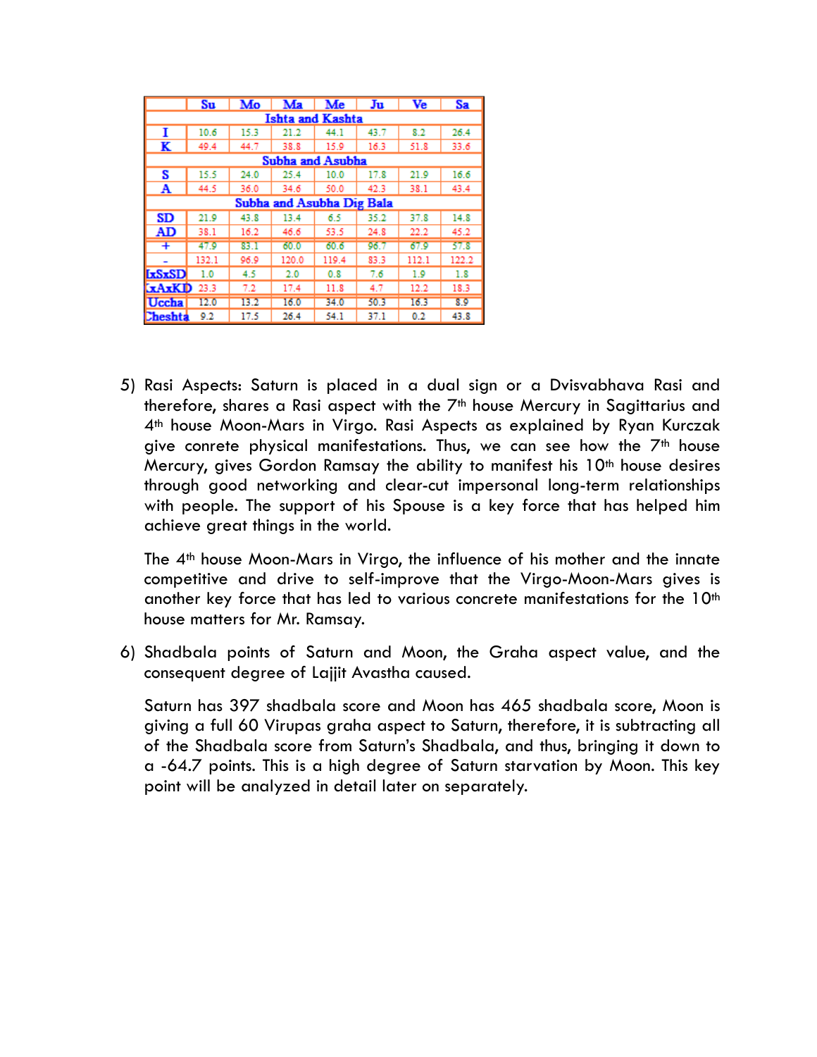| | Su | Mo | Ma | Me | Ju | Ve | Sa |
|---|---|---|---|---|---|---|---|
| Ishta and Kashta | | | | | | | |
| I | 10.6 | 15.3 | 21.2 | 44.1 | 43.7 | 8.2 | 26.4 |
| K | 49.4 | 44.7 | 38.8 | 15.9 | 16.3 | 51.8 | 33.6 |
| Subha and Asubha | | | | | | | |
| S | 15.5 | 24.0 | 25.4 | 10.0 | 17.8 | 21.9 | 16.6 |
| A | 44.5 | 36.0 | 34.6 | 50.0 | 42.3 | 38.1 | 43.4 |
| Subha and Asubha Dig Bala | | | | | | | |
| SD | 21.9 | 43.8 | 13.4 | 6.5 | 35.2 | 37.8 | 14.8 |
| AD | 38.1 | 16.2 | 46.6 | 53.5 | 24.8 | 22.2 | 45.2 |
| + | 47.9 | 83.1 | 60.0 | 60.6 | 96.7 | 67.9 | 57.8 |
| - | 132.1 | 96.9 | 120.0 | 119.4 | 83.3 | 112.1 | 122.2 |
| IxSxSD | 1.0 | 4.5 | 2.0 | 0.8 | 7.6 | 1.9 | 1.8 |
| KxAxKD | 23.3 | 7.2 | 17.4 | 11.8 | 4.7 | 12.2 | 18.3 |
| Uccha | 12.0 | 13.2 | 16.0 | 34.0 | 50.3 | 16.3 | 8.9 |
| Cheshta | 9.2 | 17.5 | 26.4 | 54.1 | 37.1 | 0.2 | 43.8 |

5) Rasi Aspects: Saturn is placed in a dual sign or a Dvisvabhava Rasi and therefore, shares a Rasi aspect with the 7th house Mercury in Sagittarius and 4th house Moon-Mars in Virgo. Rasi Aspects as explained by Ryan Kurczak give conrete physical manifestations. Thus, we can see how the 7th house Mercury, gives Gordon Ramsay the ability to manifest his 10th house desires through good networking and clear-cut impersonal long-term relationships with people. The support of his Spouse is a key force that has helped him achieve great things in the world.

   The 4th house Moon-Mars in Virgo, the influence of his mother and the innate competitive and drive to self-improve that the Virgo-Moon-Mars gives is another key force that has led to various concrete manifestations for the 10th house matters for Mr. Ramsay.

6) Shadbala points of Saturn and Moon, the Graha aspect value, and the consequent degree of Lajjit Avastha caused.

   Saturn has 397 shadbala score and Moon has 465 shadbala score, Moon is giving a full 60 Virupas graha aspect to Saturn, therefore, it is subtracting all of the Shadbala score from Saturn's Shadbala, and thus, bringing it down to a -64.7 points. This is a high degree of Saturn starvation by Moon. This key point will be analyzed in detail later on separately.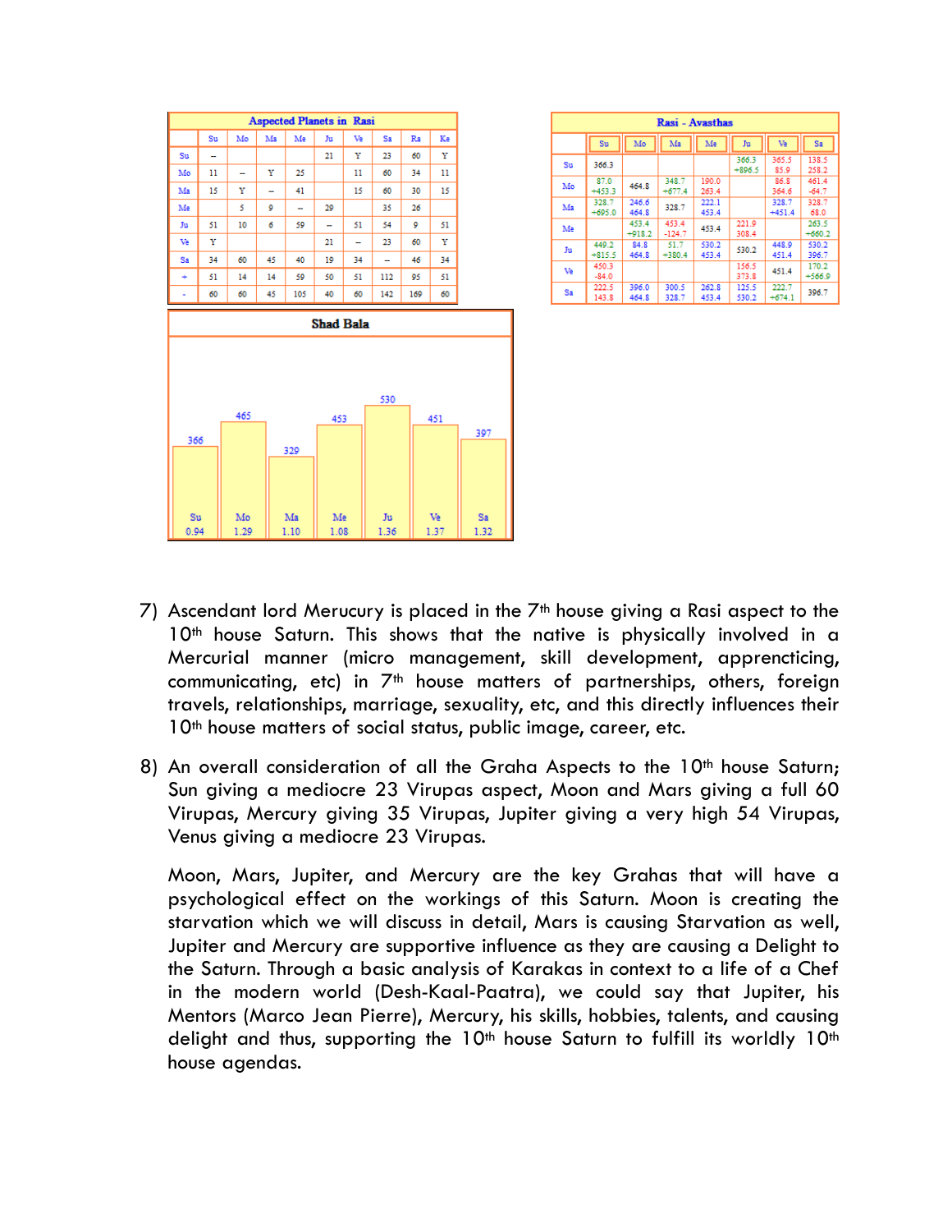**Aspected Planets in Rasi**

| | Su | Mo | Ma | Me | Ju | Ve | Sa | Ra | Ke |
|---|---|---|---|---|---|---|---|---|---|
| Su | – | | | | 21 | Y | 23 | 60 | Y |
| Mo | 11 | – | Y | 25 | | 11 | 60 | 34 | 11 |
| Ma | 15 | Y | – | 41 | | 15 | 60 | 30 | 15 |
| Me | | 5 | 9 | – | 29 | | 35 | 26 | |
| Ju | 51 | 10 | 6 | 59 | – | 51 | 54 | 9 | 51 |
| Ve | Y | | | | 21 | – | 23 | 60 | Y |
| Sa | 34 | 60 | 45 | 40 | 19 | 34 | – | 46 | 34 |
| + | 51 | 14 | 14 | 59 | 50 | 51 | 112 | 95 | 51 |
| - | 60 | 60 | 45 | 105 | 40 | 60 | 142 | 169 | 60 |

**Rasi - Avasthas**

| | Su | Mo | Ma | Me | Ju | Ve | Sa |
|---|---|---|---|---|---|---|---|
| Su | 366.3 | | | | 366.3 +896.5 | 365.5 85.9 | 138.5 258.2 |
| Mo | 87.0 +453.3 | 464.8 | 348.7 +677.4 | 190.0 263.4 | | 86.8 364.6 | 461.4 -64.7 |
| Ma | 328.7 +695.0 | 246.6 464.8 | 328.7 | 222.1 453.4 | | 328.7 +451.4 | 328.7 68.0 |
| Me | | 453.4 +918.2 | 453.4 -124.7 | 453.4 | 221.9 308.4 | | 263.5 +660.2 |
| Ju | 449.2 +815.5 | 84.8 464.8 | 51.7 +380.4 | 530.2 453.4 | 530.2 | 448.9 451.4 | 530.2 396.7 |
| Ve | 450.3 -84.0 | | | | 156.5 373.8 | 451.4 | 170.2 +566.9 |
| Sa | 222.5 143.8 | 396.0 464.8 | 300.5 328.7 | 262.8 453.4 | 125.5 530.2 | 222.7 +674.1 | 396.7 |

**Shad Bala**

| | Su | Mo | Ma | Me | Ju | Ve | Sa |
|---|---|---|---|---|---|---|---|
| Shad Bala | 366 | 465 | 329 | 453 | 530 | 451 | 397 |
| Ratio | 0.94 | 1.29 | 1.10 | 1.08 | 1.36 | 1.37 | 1.32 |

7) Ascendant lord Merucury is placed in the 7th house giving a Rasi aspect to the 10th house Saturn. This shows that the native is physically involved in a Mercurial manner (micro management, skill development, apprencticing, communicating, etc) in 7th house matters of partnerships, others, foreign travels, relationships, marriage, sexuality, etc, and this directly influences their 10th house matters of social status, public image, career, etc.

8) An overall consideration of all the Graha Aspects to the 10th house Saturn; Sun giving a mediocre 23 Virupas aspect, Moon and Mars giving a full 60 Virupas, Mercury giving 35 Virupas, Jupiter giving a very high 54 Virupas, Venus giving a mediocre 23 Virupas.

   Moon, Mars, Jupiter, and Mercury are the key Grahas that will have a psychological effect on the workings of this Saturn. Moon is creating the starvation which we will discuss in detail, Mars is causing Starvation as well, Jupiter and Mercury are supportive influence as they are causing a Delight to the Saturn. Through a basic analysis of Karakas in context to a life of a Chef in the modern world (Desh-Kaal-Paatra), we could say that Jupiter, his Mentors (Marco Jean Pierre), Mercury, his skills, hobbies, talents, and causing delight and thus, supporting the 10th house Saturn to fulfill its worldly 10th house agendas.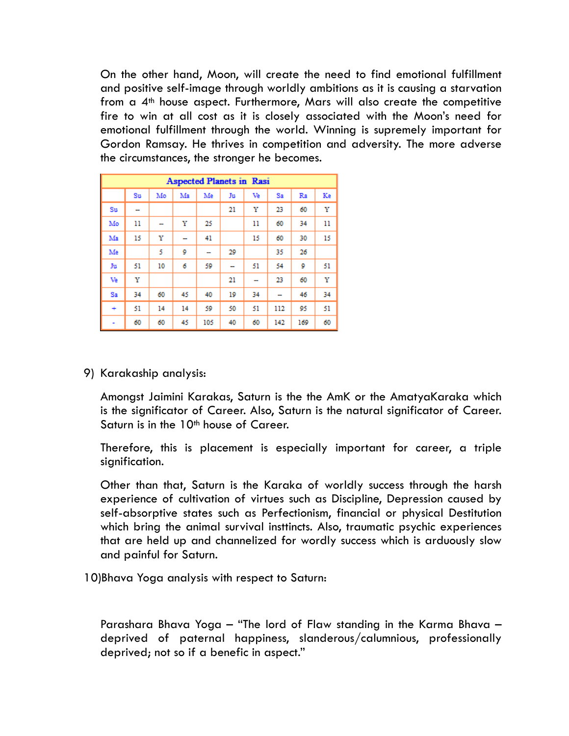On the other hand, Moon, will create the need to find emotional fulfillment and positive self-image through worldly ambitions as it is causing a starvation from a 4th house aspect. Furthermore, Mars will also create the competitive fire to win at all cost as it is closely associated with the Moon's need for emotional fulfillment through the world. Winning is supremely important for Gordon Ramsay. He thrives in competition and adversity. The more adverse the circumstances, the stronger he becomes.

| Aspected Planets in Rasi | | | | | | | | | |
|---|---|---|---|---|---|---|---|---|---|
| | Su | Mo | Ma | Me | Ju | Ve | Sa | Ra | Ke |
| Su | – | | | | 21 | Y | 23 | 60 | Y |
| Mo | 11 | – | Y | 25 | | 11 | 60 | 34 | 11 |
| Ma | 15 | Y | – | 41 | | 15 | 60 | 30 | 15 |
| Me | | 5 | 9 | – | 29 | | 35 | 26 | |
| Ju | 51 | 10 | 6 | 59 | – | 51 | 54 | 9 | 51 |
| Ve | Y | | | | 21 | – | 23 | 60 | Y |
| Sa | 34 | 60 | 45 | 40 | 19 | 34 | – | 46 | 34 |
| + | 51 | 14 | 14 | 59 | 50 | 51 | 112 | 95 | 51 |
| - | 60 | 60 | 45 | 105 | 40 | 60 | 142 | 169 | 60 |

9) Karakaship analysis:

Amongst Jaimini Karakas, Saturn is the the AmK or the AmatyaKaraka which is the significator of Career. Also, Saturn is the natural significator of Career. Saturn is in the 10th house of Career.

Therefore, this is placement is especially important for career, a triple signification.

Other than that, Saturn is the Karaka of worldly success through the harsh experience of cultivation of virtues such as Discipline, Depression caused by self-absorptive states such as Perfectionism, financial or physical Destitution which bring the animal survival insttincts. Also, traumatic psychic experiences that are held up and channelized for wordly success which is arduously slow and painful for Saturn.

10) Bhava Yoga analysis with respect to Saturn:

Parashara Bhava Yoga – "The lord of Flaw standing in the Karma Bhava – deprived of paternal happiness, slanderous/calumnious, professionally deprived; not so if a benefic in aspect."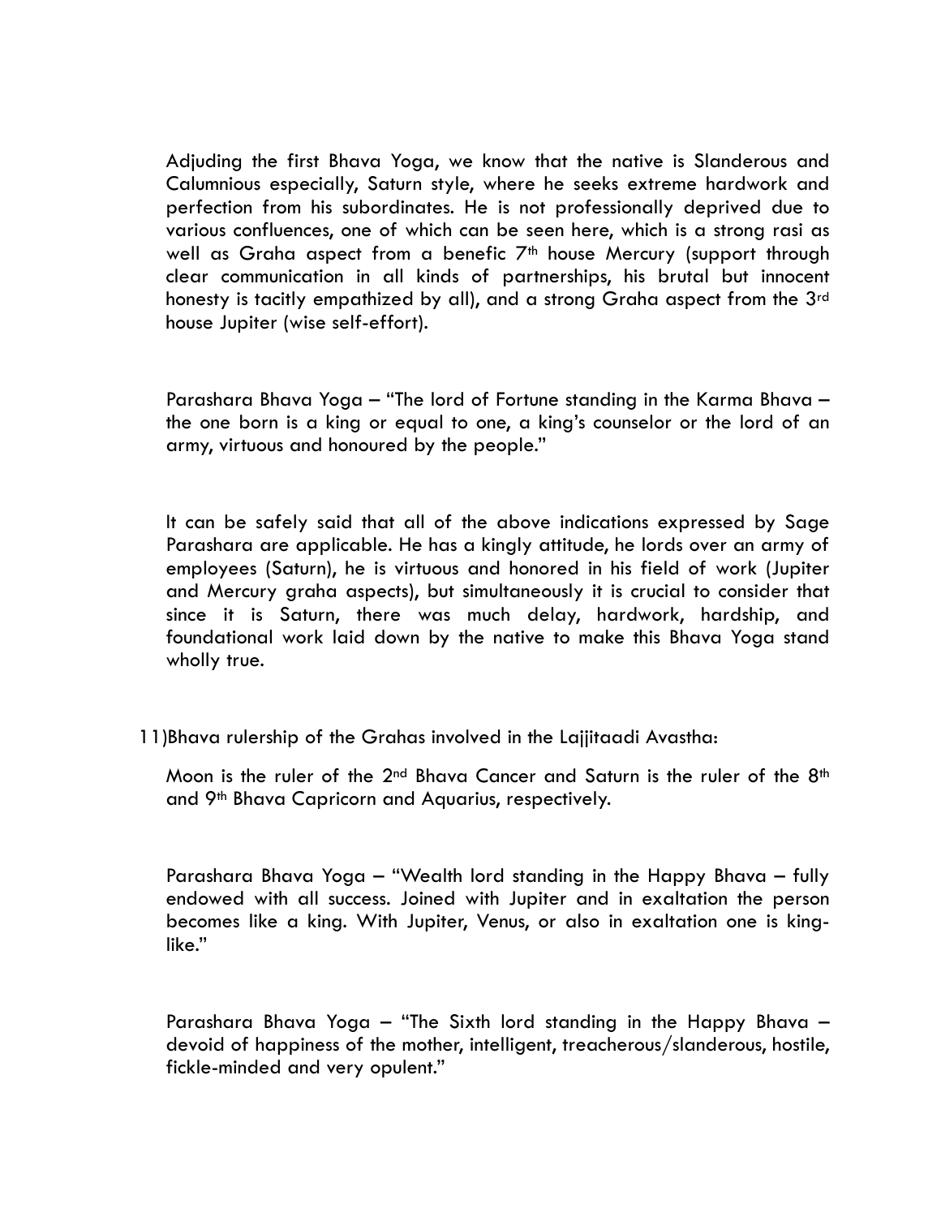Adjuding the first Bhava Yoga, we know that the native is Slanderous and Calumnious especially, Saturn style, where he seeks extreme hardwork and perfection from his subordinates. He is not professionally deprived due to various confluences, one of which can be seen here, which is a strong rasi as well as Graha aspect from a benefic 7th house Mercury (support through clear communication in all kinds of partnerships, his brutal but innocent honesty is tacitly empathized by all), and a strong Graha aspect from the 3rd house Jupiter (wise self-effort).

Parashara Bhava Yoga – "The lord of Fortune standing in the Karma Bhava – the one born is a king or equal to one, a king's counselor or the lord of an army, virtuous and honoured by the people."

It can be safely said that all of the above indications expressed by Sage Parashara are applicable. He has a kingly attitude, he lords over an army of employees (Saturn), he is virtuous and honored in his field of work (Jupiter and Mercury graha aspects), but simultaneously it is crucial to consider that since it is Saturn, there was much delay, hardwork, hardship, and foundational work laid down by the native to make this Bhava Yoga stand wholly true.

11) Bhava rulership of the Grahas involved in the Lajjitaadi Avastha:

Moon is the ruler of the 2nd Bhava Cancer and Saturn is the ruler of the 8th and 9th Bhava Capricorn and Aquarius, respectively.

Parashara Bhava Yoga – "Wealth lord standing in the Happy Bhava – fully endowed with all success. Joined with Jupiter and in exaltation the person becomes like a king. With Jupiter, Venus, or also in exaltation one is king-like."

Parashara Bhava Yoga – "The Sixth lord standing in the Happy Bhava – devoid of happiness of the mother, intelligent, treacherous/slanderous, hostile, fickle-minded and very opulent."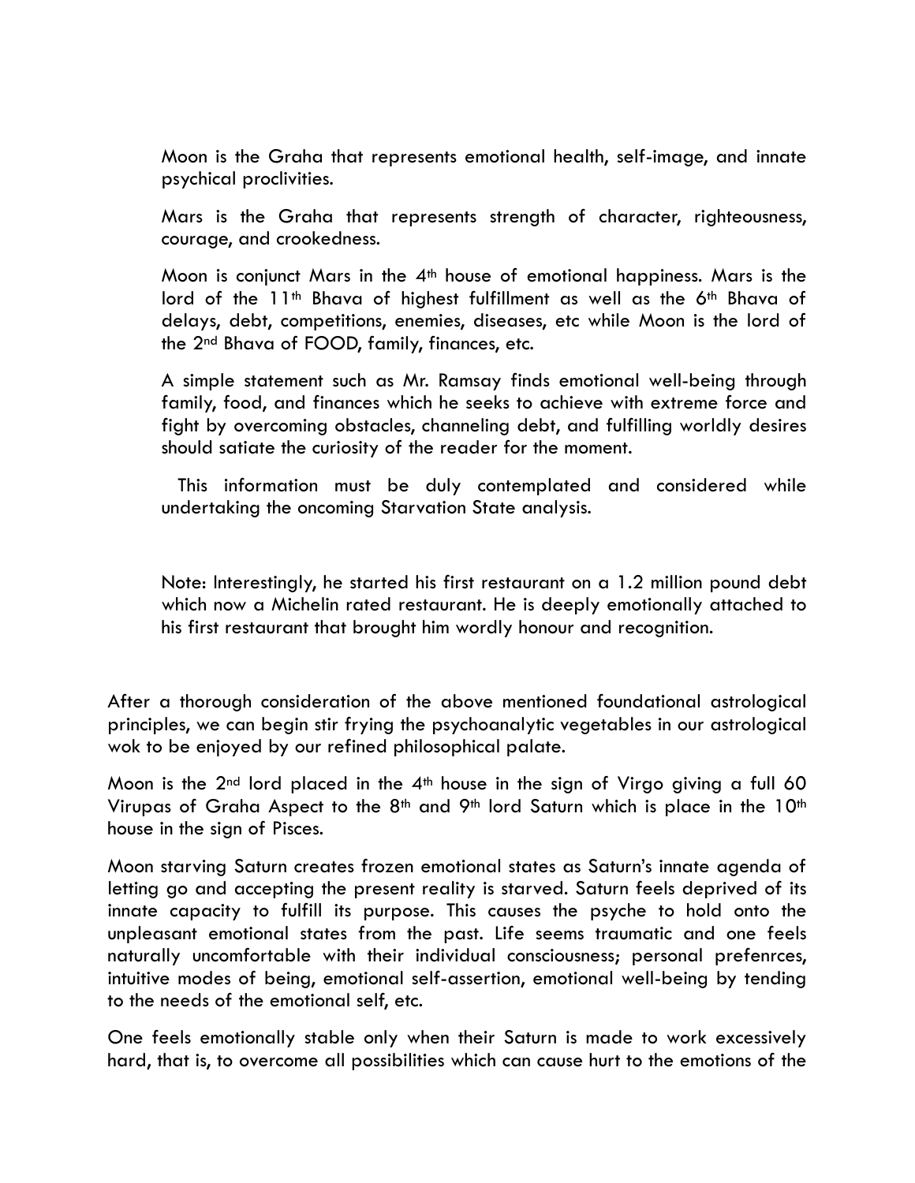Moon is the Graha that represents emotional health, self-image, and innate psychical proclivities.

Mars is the Graha that represents strength of character, righteousness, courage, and crookedness.

Moon is conjunct Mars in the 4th house of emotional happiness. Mars is the lord of the 11th Bhava of highest fulfillment as well as the 6th Bhava of delays, debt, competitions, enemies, diseases, etc while Moon is the lord of the 2nd Bhava of FOOD, family, finances, etc.

A simple statement such as Mr. Ramsay finds emotional well-being through family, food, and finances which he seeks to achieve with extreme force and fight by overcoming obstacles, channeling debt, and fulfilling worldly desires should satiate the curiosity of the reader for the moment.

This information must be duly contemplated and considered while undertaking the oncoming Starvation State analysis.

Note: Interestingly, he started his first restaurant on a 1.2 million pound debt which now a Michelin rated restaurant. He is deeply emotionally attached to his first restaurant that brought him wordly honour and recognition.

After a thorough consideration of the above mentioned foundational astrological principles, we can begin stir frying the psychoanalytic vegetables in our astrological wok to be enjoyed by our refined philosophical palate.

Moon is the 2nd lord placed in the 4th house in the sign of Virgo giving a full 60 Virupas of Graha Aspect to the 8th and 9th lord Saturn which is place in the 10th house in the sign of Pisces.

Moon starving Saturn creates frozen emotional states as Saturn's innate agenda of letting go and accepting the present reality is starved. Saturn feels deprived of its innate capacity to fulfill its purpose. This causes the psyche to hold onto the unpleasant emotional states from the past. Life seems traumatic and one feels naturally uncomfortable with their individual consciousness; personal prefenrces, intuitive modes of being, emotional self-assertion, emotional well-being by tending to the needs of the emotional self, etc.

One feels emotionally stable only when their Saturn is made to work excessively hard, that is, to overcome all possibilities which can cause hurt to the emotions of the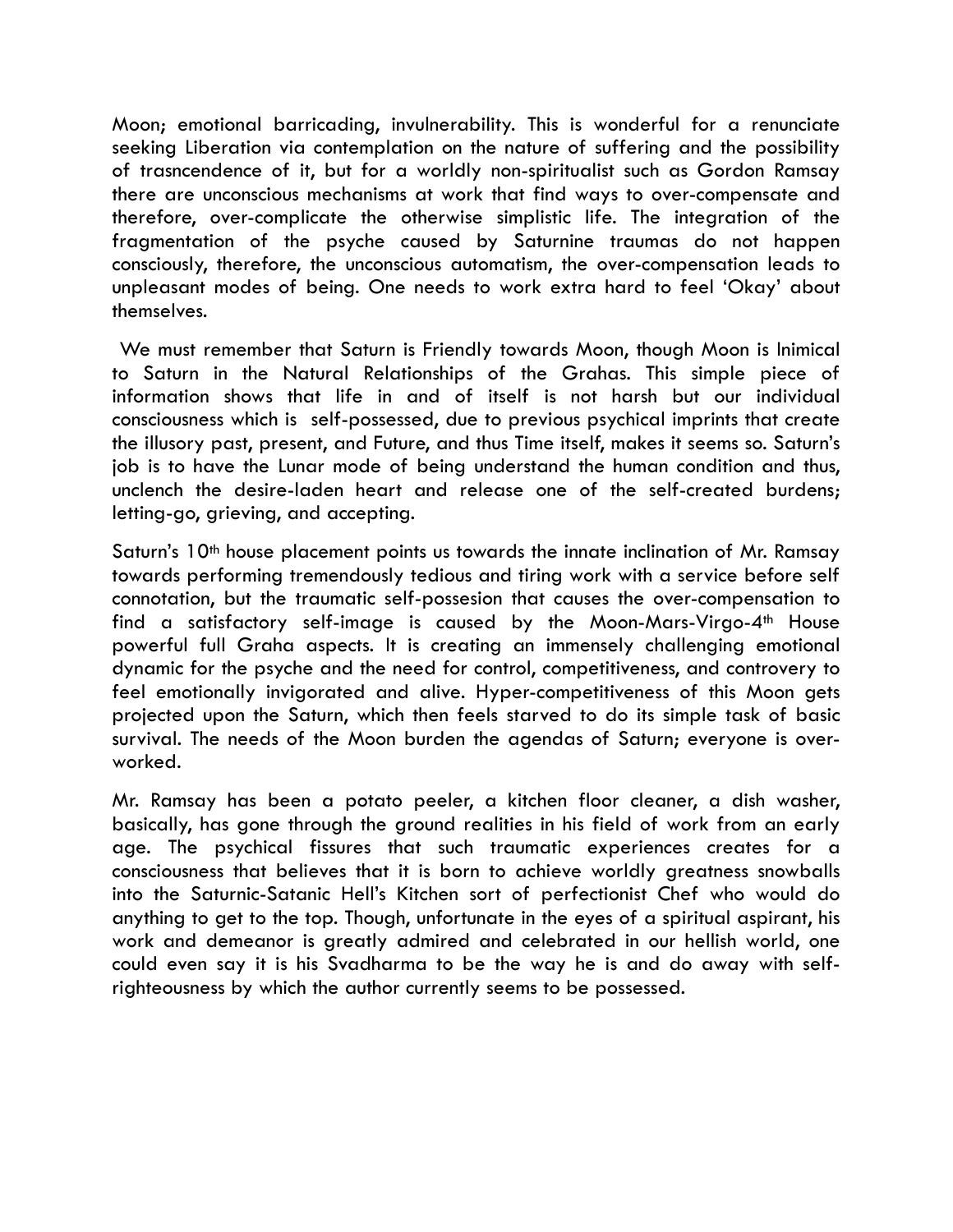Moon; emotional barricading, invulnerability. This is wonderful for a renunciate seeking Liberation via contemplation on the nature of suffering and the possibility of trasncendence of it, but for a worldly non-spiritualist such as Gordon Ramsay there are unconscious mechanisms at work that find ways to over-compensate and therefore, over-complicate the otherwise simplistic life. The integration of the fragmentation of the psyche caused by Saturnine traumas do not happen consciously, therefore, the unconscious automatism, the over-compensation leads to unpleasant modes of being. One needs to work extra hard to feel 'Okay' about themselves.

We must remember that Saturn is Friendly towards Moon, though Moon is Inimical to Saturn in the Natural Relationships of the Grahas. This simple piece of information shows that life in and of itself is not harsh but our individual consciousness which is self-possessed, due to previous psychical imprints that create the illusory past, present, and Future, and thus Time itself, makes it seems so. Saturn's job is to have the Lunar mode of being understand the human condition and thus, unclench the desire-laden heart and release one of the self-created burdens; letting-go, grieving, and accepting.

Saturn's 10th house placement points us towards the innate inclination of Mr. Ramsay towards performing tremendously tedious and tiring work with a service before self connotation, but the traumatic self-possesion that causes the over-compensation to find a satisfactory self-image is caused by the Moon-Mars-Virgo-4th House powerful full Graha aspects. It is creating an immensely challenging emotional dynamic for the psyche and the need for control, competitiveness, and controvery to feel emotionally invigorated and alive. Hyper-competitiveness of this Moon gets projected upon the Saturn, which then feels starved to do its simple task of basic survival. The needs of the Moon burden the agendas of Saturn; everyone is over-worked.

Mr. Ramsay has been a potato peeler, a kitchen floor cleaner, a dish washer, basically, has gone through the ground realities in his field of work from an early age. The psychical fissures that such traumatic experiences creates for a consciousness that believes that it is born to achieve worldly greatness snowballs into the Saturnic-Satanic Hell's Kitchen sort of perfectionist Chef who would do anything to get to the top. Though, unfortunate in the eyes of a spiritual aspirant, his work and demeanor is greatly admired and celebrated in our hellish world, one could even say it is his Svadharma to be the way he is and do away with self-righteousness by which the author currently seems to be possessed.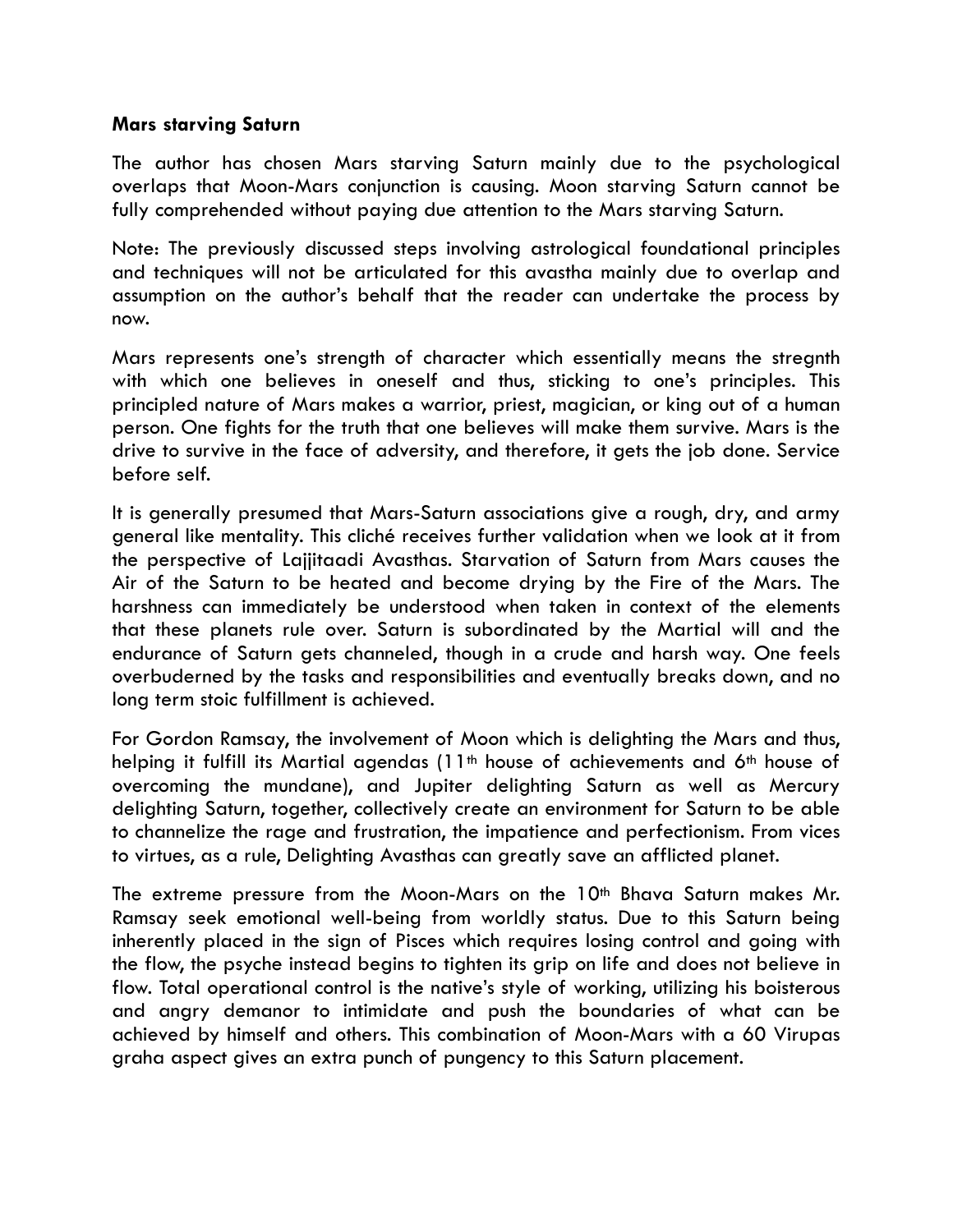**Mars starving Saturn**

The author has chosen Mars starving Saturn mainly due to the psychological overlaps that Moon-Mars conjunction is causing. Moon starving Saturn cannot be fully comprehended without paying due attention to the Mars starving Saturn.

Note: The previously discussed steps involving astrological foundational principles and techniques will not be articulated for this avastha mainly due to overlap and assumption on the author's behalf that the reader can undertake the process by now.

Mars represents one's strength of character which essentially means the stregnth with which one believes in oneself and thus, sticking to one's principles. This principled nature of Mars makes a warrior, priest, magician, or king out of a human person. One fights for the truth that one believes will make them survive. Mars is the drive to survive in the face of adversity, and therefore, it gets the job done. Service before self.

It is generally presumed that Mars-Saturn associations give a rough, dry, and army general like mentality. This cliché receives further validation when we look at it from the perspective of Lajjitaadi Avasthas. Starvation of Saturn from Mars causes the Air of the Saturn to be heated and become drying by the Fire of the Mars. The harshness can immediately be understood when taken in context of the elements that these planets rule over. Saturn is subordinated by the Martial will and the endurance of Saturn gets channeled, though in a crude and harsh way. One feels overbuderned by the tasks and responsibilities and eventually breaks down, and no long term stoic fulfillment is achieved.

For Gordon Ramsay, the involvement of Moon which is delighting the Mars and thus, helping it fulfill its Martial agendas (11th house of achievements and 6th house of overcoming the mundane), and Jupiter delighting Saturn as well as Mercury delighting Saturn, together, collectively create an environment for Saturn to be able to channelize the rage and frustration, the impatience and perfectionism. From vices to virtues, as a rule, Delighting Avasthas can greatly save an afflicted planet.

The extreme pressure from the Moon-Mars on the 10th Bhava Saturn makes Mr. Ramsay seek emotional well-being from worldly status. Due to this Saturn being inherently placed in the sign of Pisces which requires losing control and going with the flow, the psyche instead begins to tighten its grip on life and does not believe in flow. Total operational control is the native's style of working, utilizing his boisterous and angry demanor to intimidate and push the boundaries of what can be achieved by himself and others. This combination of Moon-Mars with a 60 Virupas graha aspect gives an extra punch of pungency to this Saturn placement.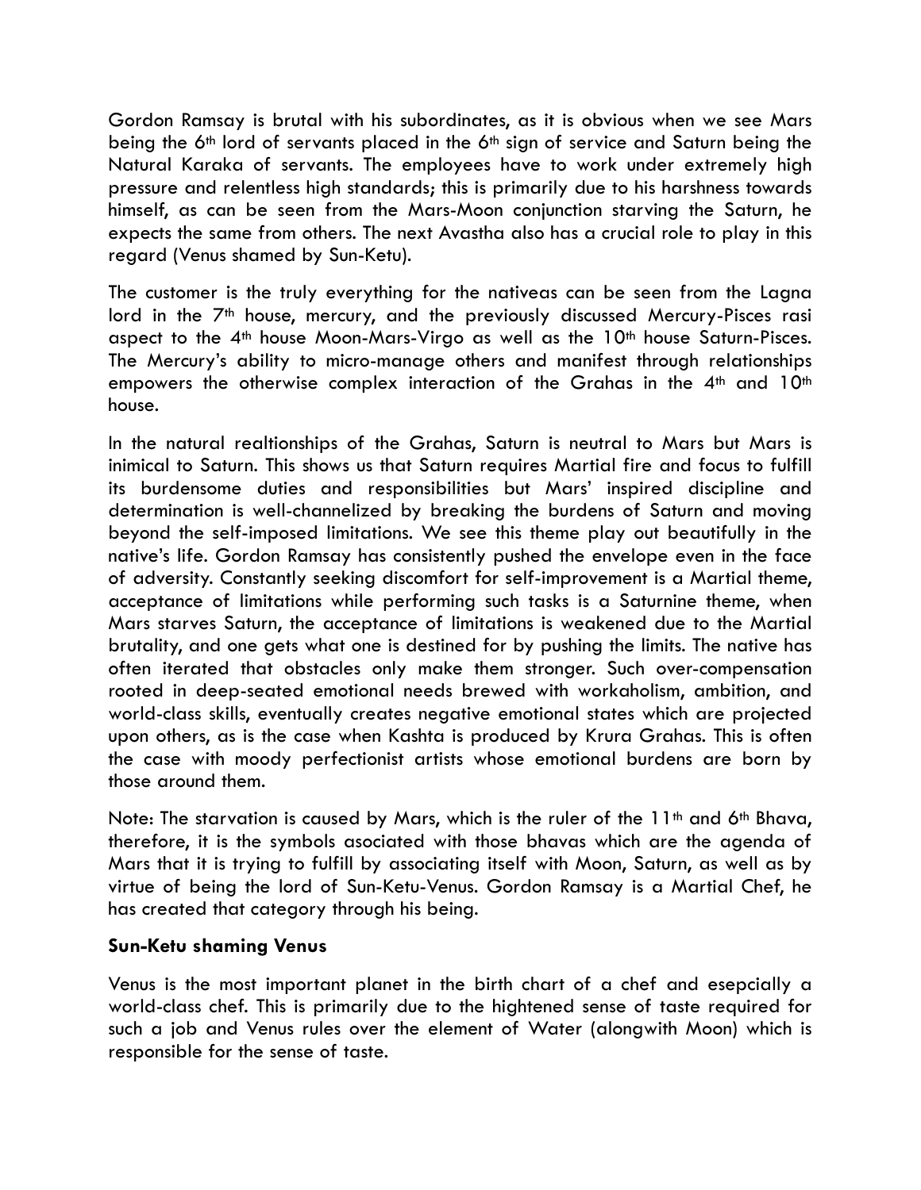Gordon Ramsay is brutal with his subordinates, as it is obvious when we see Mars being the 6th lord of servants placed in the 6th sign of service and Saturn being the Natural Karaka of servants. The employees have to work under extremely high pressure and relentless high standards; this is primarily due to his harshness towards himself, as can be seen from the Mars-Moon conjunction starving the Saturn, he expects the same from others. The next Avastha also has a crucial role to play in this regard (Venus shamed by Sun-Ketu).

The customer is the truly everything for the nativeas can be seen from the Lagna lord in the 7th house, mercury, and the previously discussed Mercury-Pisces rasi aspect to the 4th house Moon-Mars-Virgo as well as the 10th house Saturn-Pisces. The Mercury's ability to micro-manage others and manifest through relationships empowers the otherwise complex interaction of the Grahas in the 4th and 10th house.

In the natural realtionships of the Grahas, Saturn is neutral to Mars but Mars is inimical to Saturn. This shows us that Saturn requires Martial fire and focus to fulfill its burdensome duties and responsibilities but Mars' inspired discipline and determination is well-channelized by breaking the burdens of Saturn and moving beyond the self-imposed limitations. We see this theme play out beautifully in the native's life. Gordon Ramsay has consistently pushed the envelope even in the face of adversity. Constantly seeking discomfort for self-improvement is a Martial theme, acceptance of limitations while performing such tasks is a Saturnine theme, when Mars starves Saturn, the acceptance of limitations is weakened due to the Martial brutality, and one gets what one is destined for by pushing the limits. The native has often iterated that obstacles only make them stronger. Such over-compensation rooted in deep-seated emotional needs brewed with workaholism, ambition, and world-class skills, eventually creates negative emotional states which are projected upon others, as is the case when Kashta is produced by Krura Grahas. This is often the case with moody perfectionist artists whose emotional burdens are born by those around them.

Note: The starvation is caused by Mars, which is the ruler of the 11th and 6th Bhava, therefore, it is the symbols asociated with those bhavas which are the agenda of Mars that it is trying to fulfill by associating itself with Moon, Saturn, as well as by virtue of being the lord of Sun-Ketu-Venus. Gordon Ramsay is a Martial Chef, he has created that category through his being.

**Sun-Ketu shaming Venus**

Venus is the most important planet in the birth chart of a chef and esepcially a world-class chef. This is primarily due to the hightened sense of taste required for such a job and Venus rules over the element of Water (alongwith Moon) which is responsible for the sense of taste.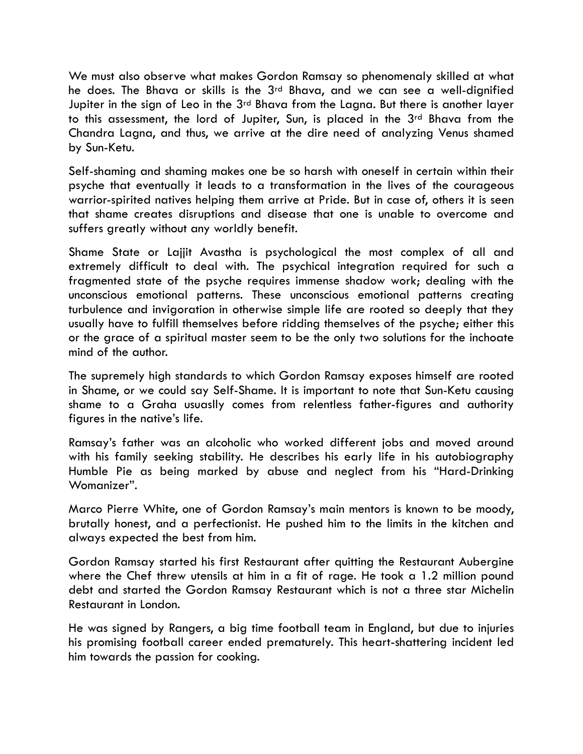We must also observe what makes Gordon Ramsay so phenomenaly skilled at what he does. The Bhava or skills is the 3rd Bhava, and we can see a well-dignified Jupiter in the sign of Leo in the 3rd Bhava from the Lagna. But there is another layer to this assessment, the lord of Jupiter, Sun, is placed in the 3rd Bhava from the Chandra Lagna, and thus, we arrive at the dire need of analyzing Venus shamed by Sun-Ketu.

Self-shaming and shaming makes one be so harsh with oneself in certain within their psyche that eventually it leads to a transformation in the lives of the courageous warrior-spirited natives helping them arrive at Pride. But in case of, others it is seen that shame creates disruptions and disease that one is unable to overcome and suffers greatly without any worldly benefit.

Shame State or Lajjit Avastha is psychological the most complex of all and extremely difficult to deal with. The psychical integration required for such a fragmented state of the psyche requires immense shadow work; dealing with the unconscious emotional patterns. These unconscious emotional patterns creating turbulence and invigoration in otherwise simple life are rooted so deeply that they usually have to fulfill themselves before ridding themselves of the psyche; either this or the grace of a spiritual master seem to be the only two solutions for the inchoate mind of the author.

The supremely high standards to which Gordon Ramsay exposes himself are rooted in Shame, or we could say Self-Shame. It is important to note that Sun-Ketu causing shame to a Graha usuaslly comes from relentless father-figures and authority figures in the native's life.

Ramsay's father was an alcoholic who worked different jobs and moved around with his family seeking stability. He describes his early life in his autobiography Humble Pie as being marked by abuse and neglect from his "Hard-Drinking Womanizer".

Marco Pierre White, one of Gordon Ramsay's main mentors is known to be moody, brutally honest, and a perfectionist. He pushed him to the limits in the kitchen and always expected the best from him.

Gordon Ramsay started his first Restaurant after quitting the Restaurant Aubergine where the Chef threw utensils at him in a fit of rage. He took a 1.2 million pound debt and started the Gordon Ramsay Restaurant which is not a three star Michelin Restaurant in London.

He was signed by Rangers, a big time football team in England, but due to injuries his promising football career ended prematurely. This heart-shattering incident led him towards the passion for cooking.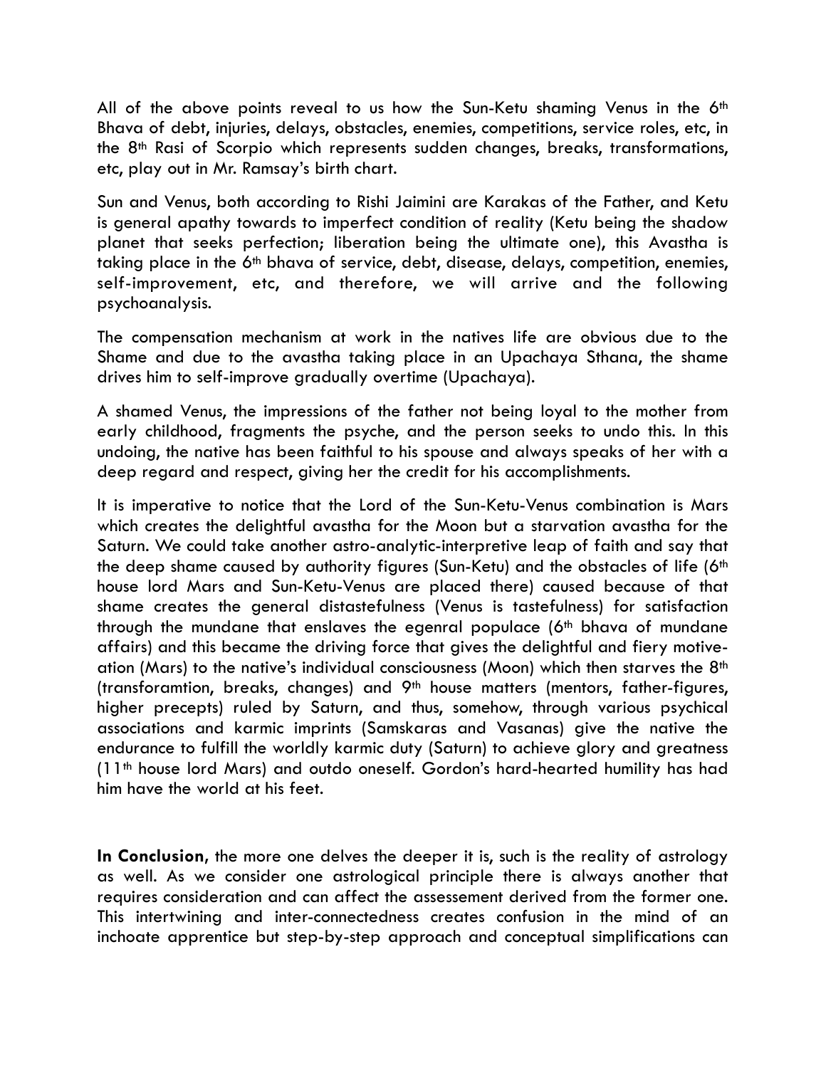All of the above points reveal to us how the Sun-Ketu shaming Venus in the 6th Bhava of debt, injuries, delays, obstacles, enemies, competitions, service roles, etc, in the 8th Rasi of Scorpio which represents sudden changes, breaks, transformations, etc, play out in Mr. Ramsay's birth chart.

Sun and Venus, both according to Rishi Jaimini are Karakas of the Father, and Ketu is general apathy towards to imperfect condition of reality (Ketu being the shadow planet that seeks perfection; liberation being the ultimate one), this Avastha is taking place in the 6th bhava of service, debt, disease, delays, competition, enemies, self-improvement, etc, and therefore, we will arrive and the following psychoanalysis.

The compensation mechanism at work in the natives life are obvious due to the Shame and due to the avastha taking place in an Upachaya Sthana, the shame drives him to self-improve gradually overtime (Upachaya).

A shamed Venus, the impressions of the father not being loyal to the mother from early childhood, fragments the psyche, and the person seeks to undo this. In this undoing, the native has been faithful to his spouse and always speaks of her with a deep regard and respect, giving her the credit for his accomplishments.

It is imperative to notice that the Lord of the Sun-Ketu-Venus combination is Mars which creates the delightful avastha for the Moon but a starvation avastha for the Saturn. We could take another astro-analytic-interpretive leap of faith and say that the deep shame caused by authority figures (Sun-Ketu) and the obstacles of life (6th house lord Mars and Sun-Ketu-Venus are placed there) caused because of that shame creates the general distastefulness (Venus is tastefulness) for satisfaction through the mundane that enslaves the egenral populace (6th bhava of mundane affairs) and this became the driving force that gives the delightful and fiery motive-ation (Mars) to the native's individual consciousness (Moon) which then starves the 8th (transforamtion, breaks, changes) and 9th house matters (mentors, father-figures, higher precepts) ruled by Saturn, and thus, somehow, through various psychical associations and karmic imprints (Samskaras and Vasanas) give the native the endurance to fulfill the worldly karmic duty (Saturn) to achieve glory and greatness (11th house lord Mars) and outdo oneself. Gordon's hard-hearted humility has had him have the world at his feet.

**In Conclusion**, the more one delves the deeper it is, such is the reality of astrology as well. As we consider one astrological principle there is always another that requires consideration and can affect the assessement derived from the former one. This intertwining and inter-connectedness creates confusion in the mind of an inchoate apprentice but step-by-step approach and conceptual simplifications can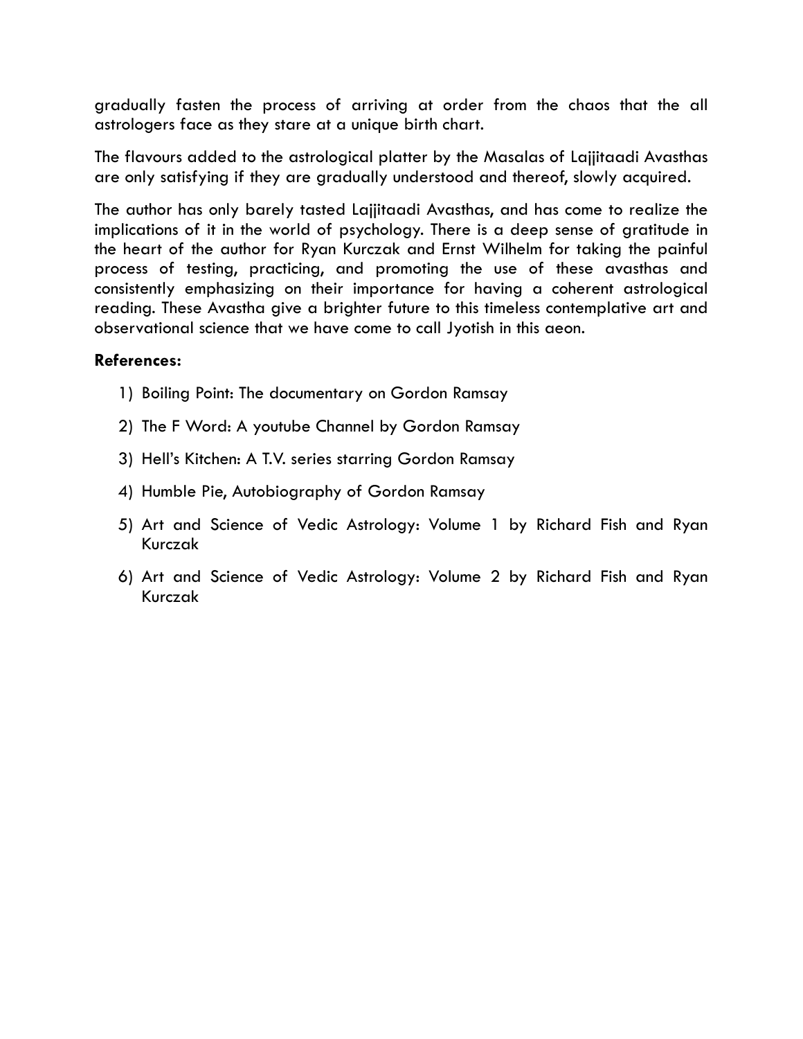gradually fasten the process of arriving at order from the chaos that the all astrologers face as they stare at a unique birth chart.

The flavours added to the astrological platter by the Masalas of Lajjitaadi Avasthas are only satisfying if they are gradually understood and thereof, slowly acquired.

The author has only barely tasted Lajjitaadi Avasthas, and has come to realize the implications of it in the world of psychology. There is a deep sense of gratitude in the heart of the author for Ryan Kurczak and Ernst Wilhelm for taking the painful process of testing, practicing, and promoting the use of these avasthas and consistently emphasizing on their importance for having a coherent astrological reading. These Avastha give a brighter future to this timeless contemplative art and observational science that we have come to call Jyotish in this aeon.

**References:**

1) Boiling Point: The documentary on Gordon Ramsay
2) The F Word: A youtube Channel by Gordon Ramsay
3) Hell's Kitchen: A T.V. series starring Gordon Ramsay
4) Humble Pie, Autobiography of Gordon Ramsay
5) Art and Science of Vedic Astrology: Volume 1 by Richard Fish and Ryan Kurczak
6) Art and Science of Vedic Astrology: Volume 2 by Richard Fish and Ryan Kurczak